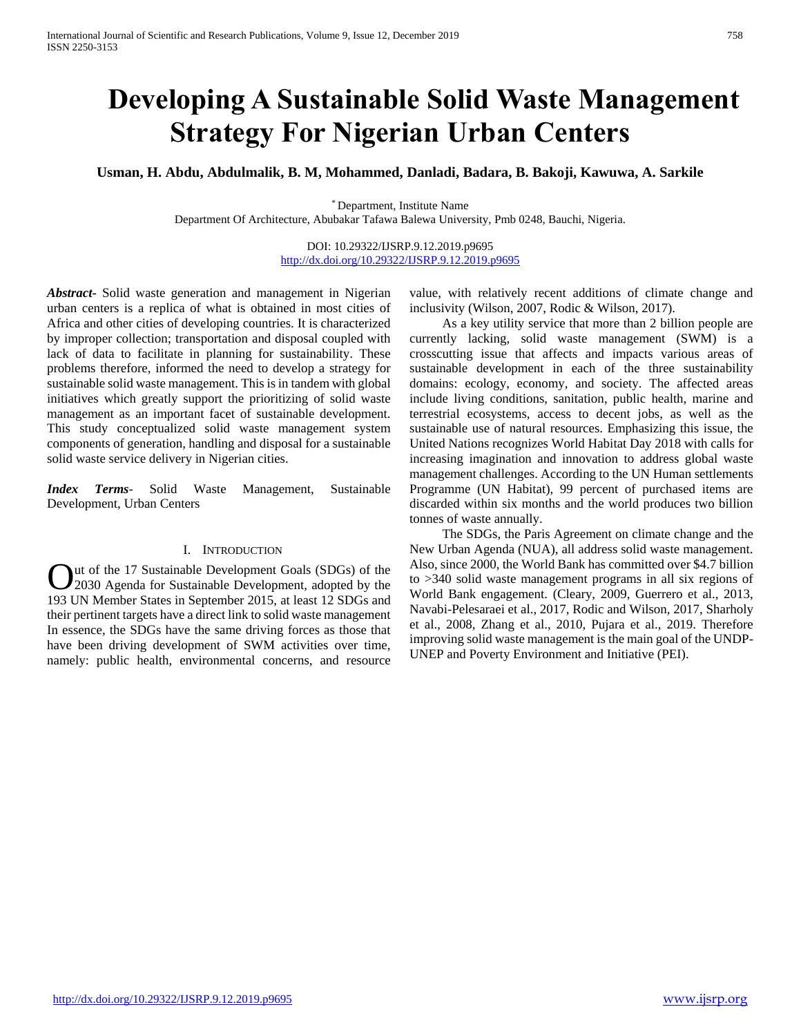# Developing A Sustainable Solid Waste Management Strategy For Nigerian Urban Centers

**Usman, H. Abdu, Abdulmalik, B. M, Mohammed, Danladi, Badara, B. Bakoji, Kawuwa, A. Sarkile**

[*] Department, Institute Name
Department Of Architecture, Abubakar Tafawa Balewa University, Pmb 0248, Bauchi, Nigeria.

DOI: 10.29322/IJSRP.9.12.2019.p9695
http://dx.doi.org/10.29322/IJSRP.9.12.2019.p9695

***Abstract*-** Solid waste generation and management in Nigerian urban centers is a replica of what is obtained in most cities of Africa and other cities of developing countries. It is characterized by improper collection; transportation and disposal coupled with lack of data to facilitate in planning for sustainability. These problems therefore, informed the need to develop a strategy for sustainable solid waste management. This is in tandem with global initiatives which greatly support the prioritizing of solid waste management as an important facet of sustainable development. This study conceptualized solid waste management system components of generation, handling and disposal for a sustainable solid waste service delivery in Nigerian cities.

***Index Terms*-** Solid Waste Management, Sustainable Development, Urban Centers

## I. Introduction

Out of the 17 Sustainable Development Goals (SDGs) of the 2030 Agenda for Sustainable Development, adopted by the 193 UN Member States in September 2015, at least 12 SDGs and their pertinent targets have a direct link to solid waste management In essence, the SDGs have the same driving forces as those that have been driving development of SWM activities over time, namely: public health, environmental concerns, and resource value, with relatively recent additions of climate change and inclusivity (Wilson, 2007, Rodic & Wilson, 2017).

As a key utility service that more than 2 billion people are currently lacking, solid waste management (SWM) is a crosscutting issue that affects and impacts various areas of sustainable development in each of the three sustainability domains: ecology, economy, and society. The affected areas include living conditions, sanitation, public health, marine and terrestrial ecosystems, access to decent jobs, as well as the sustainable use of natural resources. Emphasizing this issue, the United Nations recognizes World Habitat Day 2018 with calls for increasing imagination and innovation to address global waste management challenges. According to the UN Human settlements Programme (UN Habitat), 99 percent of purchased items are discarded within six months and the world produces two billion tonnes of waste annually.

The SDGs, the Paris Agreement on climate change and the New Urban Agenda (NUA), all address solid waste management. Also, since 2000, the World Bank has committed over $4.7 billion to >340 solid waste management programs in all six regions of World Bank engagement. (Cleary, 2009, Guerrero et al., 2013, Navabi-Pelesaraei et al., 2017, Rodic and Wilson, 2017, Sharholy et al., 2008, Zhang et al., 2010, Pujara et al., 2019. Therefore improving solid waste management is the main goal of the UNDP-UNEP and Poverty Environment and Initiative (PEI).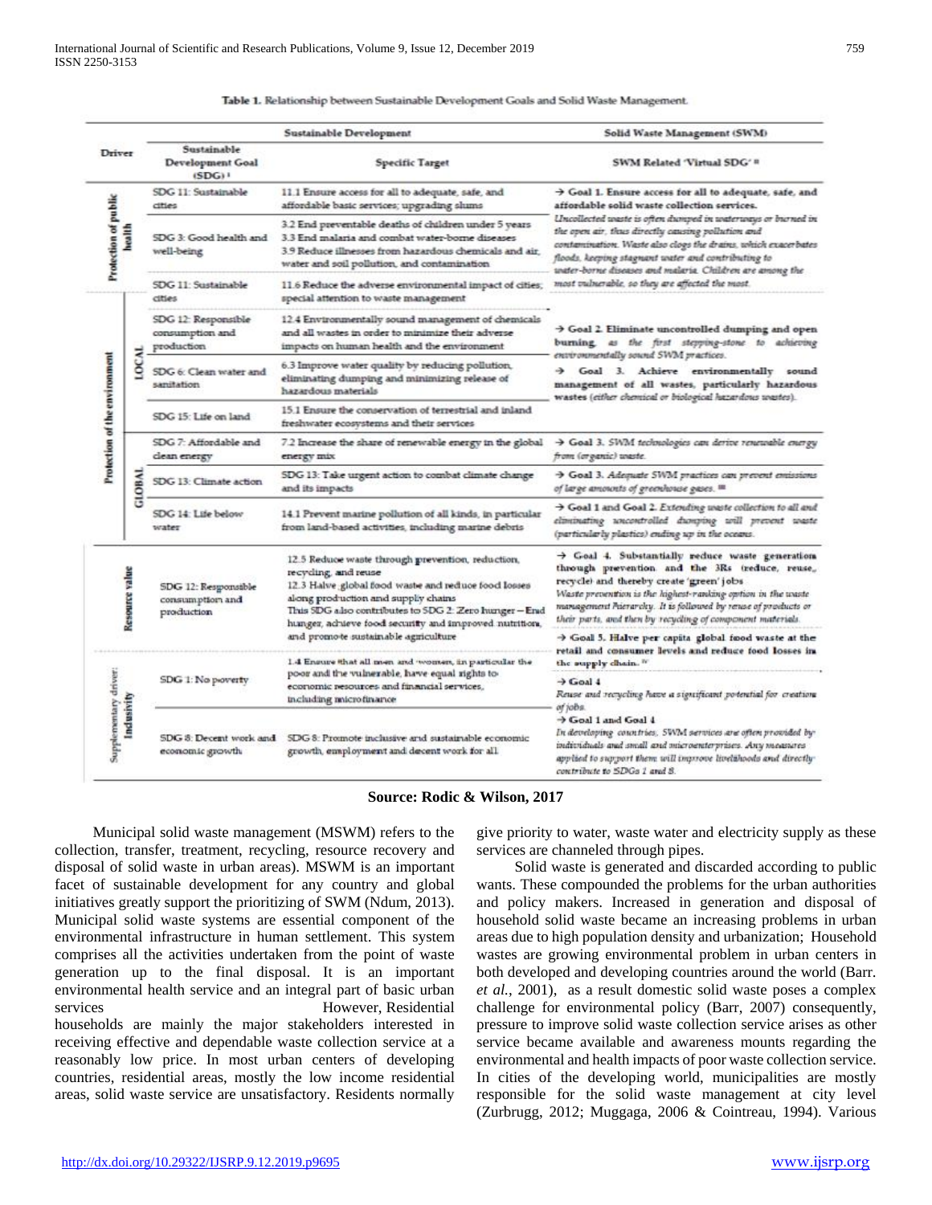**Table 1.** Relationship between Sustainable Development Goals and Solid Waste Management.

| Driver | | Sustainable Development | | Solid Waste Management (SWM) |
|---|---|---|---|---|
| | | Sustainable Development Goal (SDG) [i] | Specific Target | SWM Related 'Virtual SDG' [ii] |
| Protection of public health | | SDG 11: Sustainable cities | 11.1 Ensure access for all to adequate, safe, and affordable basic services; upgrading slums | → **Goal 1. Ensure access for all to adequate, safe, and affordable solid waste collection services.** *Uncollected waste is often dumped in waterways or burned in the open air, thus directly causing pollution and contamination. Waste also clogs the drains, which exacerbates floods, keeping stagnant water and contributing to water-borne diseases and malaria. Children are among the most vulnerable, so they are affected the most.* |
| | | SDG 3: Good health and well-being | 3.2 End preventable deaths of children under 5 years<br>3.3 End malaria and combat water-borne diseases<br>3.9 Reduce illnesses from hazardous chemicals and air, water and soil pollution, and contamination | |
| | | SDG 11: Sustainable cities | 11.6 Reduce the adverse environmental impact of cities; special attention to waste management | |
| Protection of the environment | LOCAL | SDG 12: Responsible consumption and production | 12.4 Environmentally sound management of chemicals and all wastes in order to minimize their adverse impacts on human health and the environment | → **Goal 2. Eliminate uncontrolled dumping and open burning**, *as the first stepping-stone to achieving environmentally sound SWM practices.*<br>→ **Goal 3. Achieve environmentally sound management of all wastes, particularly hazardous wastes** (*either chemical or biological hazardous wastes*). |
| | | SDG 6: Clean water and sanitation | 6.3 Improve water quality by reducing pollution, eliminating dumping and minimizing release of hazardous materials | |
| | | SDG 15: Life on land | 15.1 Ensure the conservation of terrestrial and inland freshwater ecosystems and their services | |
| | GLOBAL | SDG 7: Affordable and clean energy | 7.2 Increase the share of renewable energy in the global energy mix | → **Goal 3.** *SWM technologies can derive renewable energy from (organic) waste.* |
| | | SDG 13: Climate action | SDG 13: Take urgent action to combat climate change and its impacts | → **Goal 3.** *Adequate SWM practices can prevent emissions of large amounts of greenhouse gases.* [iii] |
| | | SDG 14: Life below water | 14.1 Prevent marine pollution of all kinds, in particular from land-based activities, including marine debris | → **Goal 1 and Goal 2.** *Extending waste collection to all and eliminating uncontrolled dumping will prevent waste (particularly plastics) ending up in the oceans.* |
| Resource value | | SDG 12: Responsible consumption and production | 12.5 Reduce waste through prevention, reduction, recycling, and reuse<br>12.3 Halve global food waste and reduce food losses along production and supply chains<br>This SDG also contributes to SDG 2: Zero hunger—End hunger, achieve food security and improved nutrition, and promote sustainable agriculture | → **Goal 4. Substantially reduce waste generation through prevention and the 3Rs (reduce, reuse, recycle) and thereby create 'green' jobs.** *Waste prevention is the highest-ranking option in the waste management hierarchy. It is followed by reuse of products or their parts, and then by recycling of component materials.*<br>→ **Goal 5. Halve per capita global food waste at the retail and consumer levels and reduce food losses in the supply chain.** [iv] |
| Supplementary driver: Inclusivity | | SDG 1: No poverty | 1.4 Ensure that all men and women, in particular the poor and the vulnerable, have equal rights to economic resources and financial services, including microfinance | → **Goal 4** *Reuse and recycling have a significant potential for creation of jobs.* |
| | | SDG 8: Decent work and economic growth | SDG 8: Promote inclusive and sustainable economic growth, employment and decent work for all | → **Goal 1 and Goal 4** *In developing countries, SWM services are often provided by individuals and small and microenterprises. Any measures applied to support them will improve livelihoods and directly contribute to SDGs 1 and 8.* |

**Source: Rodic & Wilson, 2017**

Municipal solid waste management (MSWM) refers to the collection, transfer, treatment, recycling, resource recovery and disposal of solid waste in urban areas). MSWM is an important facet of sustainable development for any country and global initiatives greatly support the prioritizing of SWM (Ndum, 2013). Municipal solid waste systems are essential component of the environmental infrastructure in human settlement. This system comprises all the activities undertaken from the point of waste generation up to the final disposal. It is an important environmental health service and an integral part of basic urban services However, Residential households are mainly the major stakeholders interested in receiving effective and dependable waste collection service at a reasonably low price. In most urban centers of developing countries, residential areas, mostly the low income residential areas, solid waste service are unsatisfactory. Residents normally give priority to water, waste water and electricity supply as these services are channeled through pipes.

Solid waste is generated and discarded according to public wants. These compounded the problems for the urban authorities and policy makers. Increased in generation and disposal of household solid waste became an increasing problems in urban areas due to high population density and urbanization; Household wastes are growing environmental problem in urban centers in both developed and developing countries around the world (Barr. *et al.*, 2001), as a result domestic solid waste poses a complex challenge for environmental policy (Barr, 2007) consequently, pressure to improve solid waste collection service arises as other service became available and awareness mounts regarding the environmental and health impacts of poor waste collection service. In cities of the developing world, municipalities are mostly responsible for the solid waste management at city level (Zurbrugg, 2012; Muggaga, 2006 & Cointreau, 1994). Various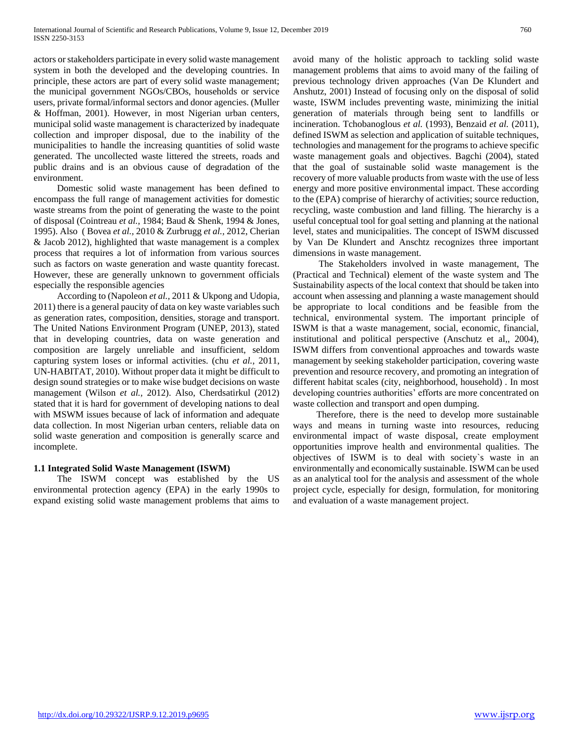actors or stakeholders participate in every solid waste management system in both the developed and the developing countries. In principle, these actors are part of every solid waste management; the municipal government NGOs/CBOs, households or service users, private formal/informal sectors and donor agencies. (Muller & Hoffman, 2001). However, in most Nigerian urban centers, municipal solid waste management is characterized by inadequate collection and improper disposal, due to the inability of the municipalities to handle the increasing quantities of solid waste generated. The uncollected waste littered the streets, roads and public drains and is an obvious cause of degradation of the environment.

Domestic solid waste management has been defined to encompass the full range of management activities for domestic waste streams from the point of generating the waste to the point of disposal (Cointreau *et al.,* 1984; Baud & Shenk, 1994 & Jones, 1995). Also ( Bovea *et al.,* 2010 & Zurbrugg *et al.,* 2012, Cherian & Jacob 2012), highlighted that waste management is a complex process that requires a lot of information from various sources such as factors on waste generation and waste quantity forecast. However, these are generally unknown to government officials especially the responsible agencies

According to (Napoleon *et al.,* 2011 & Ukpong and Udopia, 2011) there is a general paucity of data on key waste variables such as generation rates, composition, densities, storage and transport. The United Nations Environment Program (UNEP, 2013), stated that in developing countries, data on waste generation and composition are largely unreliable and insufficient, seldom capturing system loses or informal activities. (chu *et al.,* 2011, UN-HABITAT, 2010). Without proper data it might be difficult to design sound strategies or to make wise budget decisions on waste management (Wilson *et al.,* 2012). Also, Cherdsatirkul (2012) stated that it is hard for government of developing nations to deal with MSWM issues because of lack of information and adequate data collection. In most Nigerian urban centers, reliable data on solid waste generation and composition is generally scarce and incomplete.

### 1.1 Integrated Solid Waste Management (ISWM)

The ISWM concept was established by the US environmental protection agency (EPA) in the early 1990s to expand existing solid waste management problems that aims to avoid many of the holistic approach to tackling solid waste management problems that aims to avoid many of the failing of previous technology driven approaches (Van De Klundert and Anshutz, 2001) Instead of focusing only on the disposal of solid waste, ISWM includes preventing waste, minimizing the initial generation of materials through being sent to landfills or incineration. Tchobanoglous *et al.* (1993), Benzaid *et al.* (2011), defined ISWM as selection and application of suitable techniques, technologies and management for the programs to achieve specific waste management goals and objectives. Bagchi (2004), stated that the goal of sustainable solid waste management is the recovery of more valuable products from waste with the use of less energy and more positive environmental impact. These according to the (EPA) comprise of hierarchy of activities; source reduction, recycling, waste combustion and land filling. The hierarchy is a useful conceptual tool for goal setting and planning at the national level, states and municipalities. The concept of ISWM discussed by Van De Klundert and Anschtz recognizes three important dimensions in waste management.

The Stakeholders involved in waste management, The (Practical and Technical) element of the waste system and The Sustainability aspects of the local context that should be taken into account when assessing and planning a waste management should be appropriate to local conditions and be feasible from the technical, environmental system. The important principle of ISWM is that a waste management, social, economic, financial, institutional and political perspective (Anschutz et al,, 2004), ISWM differs from conventional approaches and towards waste management by seeking stakeholder participation, covering waste prevention and resource recovery, and promoting an integration of different habitat scales (city, neighborhood, household) . In most developing countries authorities' efforts are more concentrated on waste collection and transport and open dumping.

Therefore, there is the need to develop more sustainable ways and means in turning waste into resources, reducing environmental impact of waste disposal, create employment opportunities improve health and environmental qualities. The objectives of ISWM is to deal with society`s waste in an environmentally and economically sustainable. ISWM can be used as an analytical tool for the analysis and assessment of the whole project cycle, especially for design, formulation, for monitoring and evaluation of a waste management project.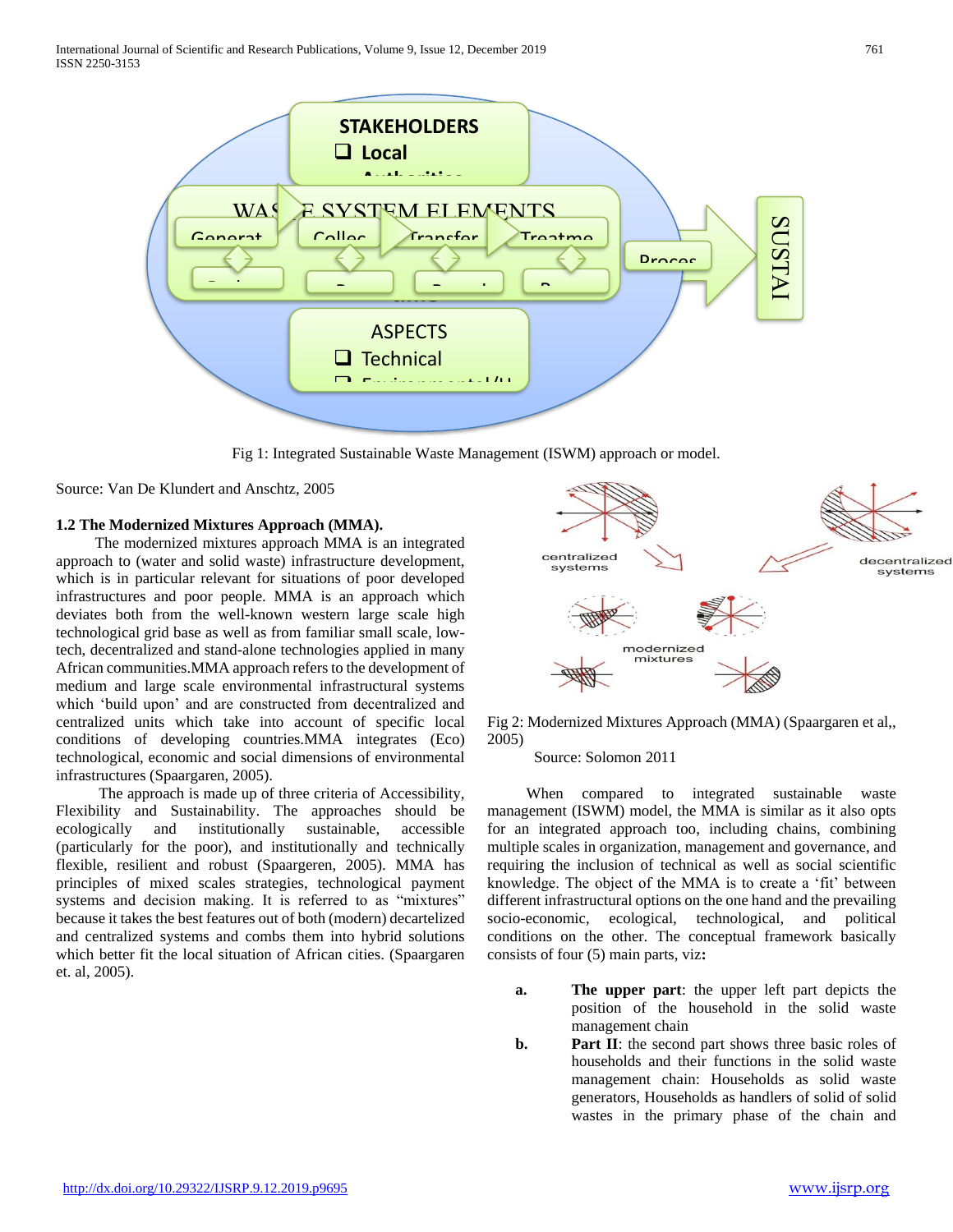Fig 1: Integrated Sustainable Waste Management (ISWM) approach or model.

Source: Van De Klundert and Anschtz, 2005

### 1.2 The Modernized Mixtures Approach (MMA).

The modernized mixtures approach MMA is an integrated approach to (water and solid waste) infrastructure development, which is in particular relevant for situations of poor developed infrastructures and poor people. MMA is an approach which deviates both from the well-known western large scale high technological grid base as well as from familiar small scale, low-tech, decentralized and stand-alone technologies applied in many African communities.MMA approach refers to the development of medium and large scale environmental infrastructural systems which 'build upon' and are constructed from decentralized and centralized units which take into account of specific local conditions of developing countries.MMA integrates (Eco) technological, economic and social dimensions of environmental infrastructures (Spaargaren, 2005).

The approach is made up of three criteria of Accessibility, Flexibility and Sustainability. The approaches should be ecologically and institutionally sustainable, accessible (particularly for the poor), and institutionally and technically flexible, resilient and robust (Spaargeren, 2005). MMA has principles of mixed scales strategies, technological payment systems and decision making. It is referred to as "mixtures" because it takes the best features out of both (modern) decartelized and centralized systems and combs them into hybrid solutions which better fit the local situation of African cities. (Spaargaren et. al, 2005).

Fig 2: Modernized Mixtures Approach (MMA) (Spaargaren et al,, 2005)

Source: Solomon 2011

When compared to integrated sustainable waste management (ISWM) model, the MMA is similar as it also opts for an integrated approach too, including chains, combining multiple scales in organization, management and governance, and requiring the inclusion of technical as well as social scientific knowledge. The object of the MMA is to create a 'fit' between different infrastructural options on the one hand and the prevailing socio-economic, ecological, technological, and political conditions on the other. The conceptual framework basically consists of four (5) main parts, viz**:**

- **a.** **The upper part**: the upper left part depicts the position of the household in the solid waste management chain
- **b.** **Part II**: the second part shows three basic roles of households and their functions in the solid waste management chain: Households as solid waste generators, Households as handlers of solid of solid wastes in the primary phase of the chain and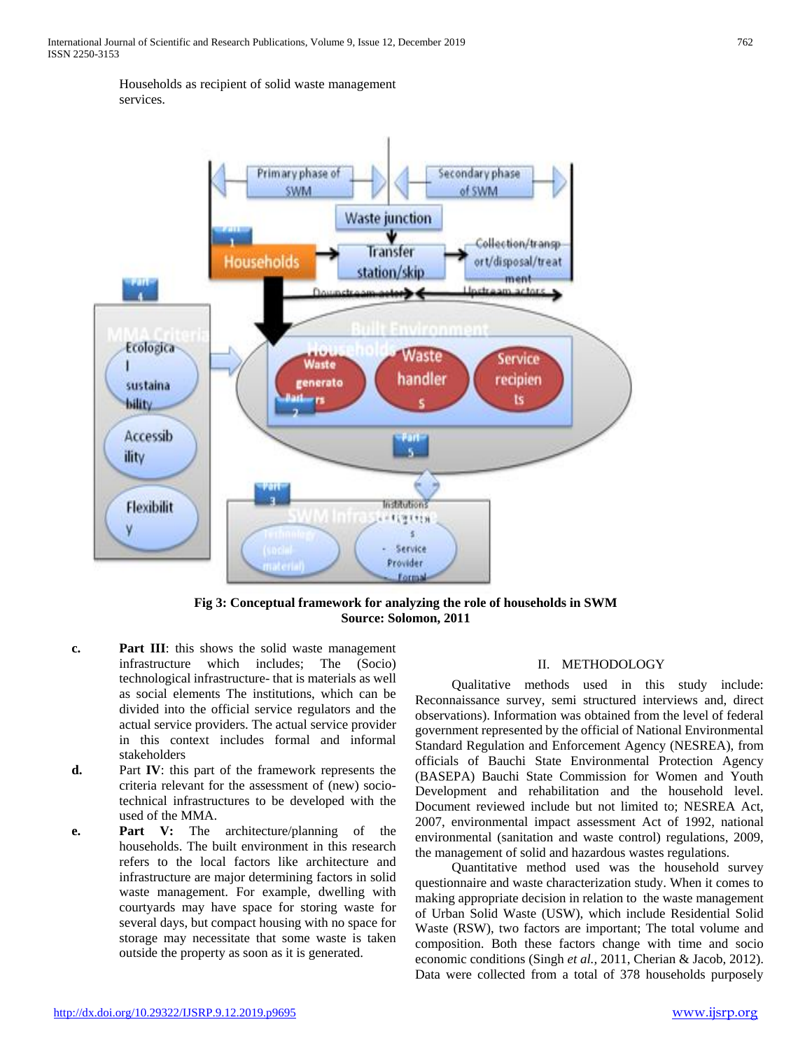Households as recipient of solid waste management services.

**Fig 3: Conceptual framework for analyzing the role of households in SWM**
**Source: Solomon, 2011**

c. **Part III**: this shows the solid waste management infrastructure which includes; The (Socio) technological infrastructure- that is materials as well as social elements The institutions, which can be divided into the official service regulators and the actual service providers. The actual service provider in this context includes formal and informal stakeholders

d. Part **IV**: this part of the framework represents the criteria relevant for the assessment of (new) socio-technical infrastructures to be developed with the used of the MMA.

e. **Part V:** The architecture/planning of the households. The built environment in this research refers to the local factors like architecture and infrastructure are major determining factors in solid waste management. For example, dwelling with courtyards may have space for storing waste for several days, but compact housing with no space for storage may necessitate that some waste is taken outside the property as soon as it is generated.

## II. METHODOLOGY

Qualitative methods used in this study include: Reconnaissance survey, semi structured interviews and, direct observations). Information was obtained from the level of federal government represented by the official of National Environmental Standard Regulation and Enforcement Agency (NESREA), from officials of Bauchi State Environmental Protection Agency (BASEPA) Bauchi State Commission for Women and Youth Development and rehabilitation and the household level. Document reviewed include but not limited to; NESREA Act, 2007, environmental impact assessment Act of 1992, national environmental (sanitation and waste control) regulations, 2009, the management of solid and hazardous wastes regulations.

Quantitative method used was the household survey questionnaire and waste characterization study. When it comes to making appropriate decision in relation to the waste management of Urban Solid Waste (USW), which include Residential Solid Waste (RSW), two factors are important; The total volume and composition. Both these factors change with time and socio economic conditions (Singh *et al.*, 2011, Cherian & Jacob, 2012). Data were collected from a total of 378 households purposely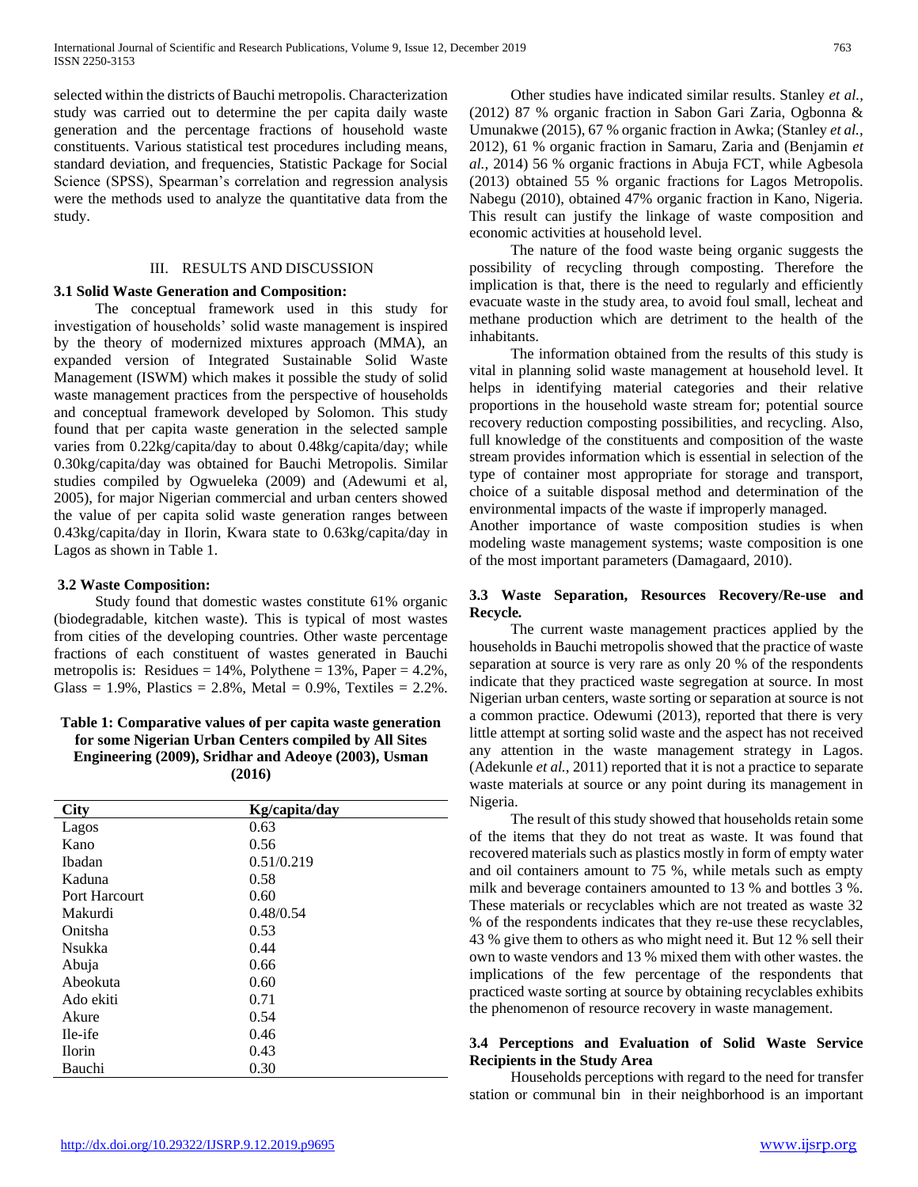selected within the districts of Bauchi metropolis. Characterization study was carried out to determine the per capita daily waste generation and the percentage fractions of household waste constituents. Various statistical test procedures including means, standard deviation, and frequencies, Statistic Package for Social Science (SPSS), Spearman's correlation and regression analysis were the methods used to analyze the quantitative data from the study.

## III. RESULTS AND DISCUSSION

### 3.1 Solid Waste Generation and Composition:

The conceptual framework used in this study for investigation of households' solid waste management is inspired by the theory of modernized mixtures approach (MMA), an expanded version of Integrated Sustainable Solid Waste Management (ISWM) which makes it possible the study of solid waste management practices from the perspective of households and conceptual framework developed by Solomon. This study found that per capita waste generation in the selected sample varies from 0.22kg/capita/day to about 0.48kg/capita/day; while 0.30kg/capita/day was obtained for Bauchi Metropolis. Similar studies compiled by Ogwueleka (2009) and (Adewumi et al, 2005), for major Nigerian commercial and urban centers showed the value of per capita solid waste generation ranges between 0.43kg/capita/day in Ilorin, Kwara state to 0.63kg/capita/day in Lagos as shown in Table 1.

### 3.2 Waste Composition:

Study found that domestic wastes constitute 61% organic (biodegradable, kitchen waste). This is typical of most wastes from cities of the developing countries. Other waste percentage fractions of each constituent of wastes generated in Bauchi metropolis is: Residues = 14%, Polythene = 13%, Paper = 4.2%, Glass = 1.9%, Plastics = 2.8%, Metal = 0.9%, Textiles = 2.2%.

**Table 1: Comparative values of per capita waste generation for some Nigerian Urban Centers compiled by All Sites Engineering (2009), Sridhar and Adeoye (2003), Usman (2016)**

| City | Kg/capita/day |
|---|---|
| Lagos | 0.63 |
| Kano | 0.56 |
| Ibadan | 0.51/0.219 |
| Kaduna | 0.58 |
| Port Harcourt | 0.60 |
| Makurdi | 0.48/0.54 |
| Onitsha | 0.53 |
| Nsukka | 0.44 |
| Abuja | 0.66 |
| Abeokuta | 0.60 |
| Ado ekiti | 0.71 |
| Akure | 0.54 |
| Ile-ife | 0.46 |
| Ilorin | 0.43 |
| Bauchi | 0.30 |

Other studies have indicated similar results. Stanley *et al.,* (2012) 87 % organic fraction in Sabon Gari Zaria, Ogbonna & Umunakwe (2015), 67 % organic fraction in Awka; (Stanley *et al.,* 2012), 61 % organic fraction in Samaru, Zaria and (Benjamin *et al.,* 2014) 56 % organic fractions in Abuja FCT, while Agbesola (2013) obtained 55 % organic fractions for Lagos Metropolis. Nabegu (2010), obtained 47% organic fraction in Kano, Nigeria. This result can justify the linkage of waste composition and economic activities at household level.

The nature of the food waste being organic suggests the possibility of recycling through composting. Therefore the implication is that, there is the need to regularly and efficiently evacuate waste in the study area, to avoid foul small, lecheat and methane production which are detriment to the health of the inhabitants.

The information obtained from the results of this study is vital in planning solid waste management at household level. It helps in identifying material categories and their relative proportions in the household waste stream for; potential source recovery reduction composting possibilities, and recycling. Also, full knowledge of the constituents and composition of the waste stream provides information which is essential in selection of the type of container most appropriate for storage and transport, choice of a suitable disposal method and determination of the environmental impacts of the waste if improperly managed.

Another importance of waste composition studies is when modeling waste management systems; waste composition is one of the most important parameters (Damagaard, 2010).

### 3.3 Waste Separation, Resources Recovery/Re-use and Recycle.

The current waste management practices applied by the households in Bauchi metropolis showed that the practice of waste separation at source is very rare as only 20 % of the respondents indicate that they practiced waste segregation at source. In most Nigerian urban centers, waste sorting or separation at source is not a common practice. Odewumi (2013), reported that there is very little attempt at sorting solid waste and the aspect has not received any attention in the waste management strategy in Lagos. (Adekunle *et al.,* 2011) reported that it is not a practice to separate waste materials at source or any point during its management in Nigeria.

The result of this study showed that households retain some of the items that they do not treat as waste. It was found that recovered materials such as plastics mostly in form of empty water and oil containers amount to 75 %, while metals such as empty milk and beverage containers amounted to 13 % and bottles 3 %. These materials or recyclables which are not treated as waste 32 % of the respondents indicates that they re-use these recyclables, 43 % give them to others as who might need it. But 12 % sell their own to waste vendors and 13 % mixed them with other wastes. the implications of the few percentage of the respondents that practiced waste sorting at source by obtaining recyclables exhibits the phenomenon of resource recovery in waste management.

### 3.4 Perceptions and Evaluation of Solid Waste Service Recipients in the Study Area

Households perceptions with regard to the need for transfer station or communal bin in their neighborhood is an important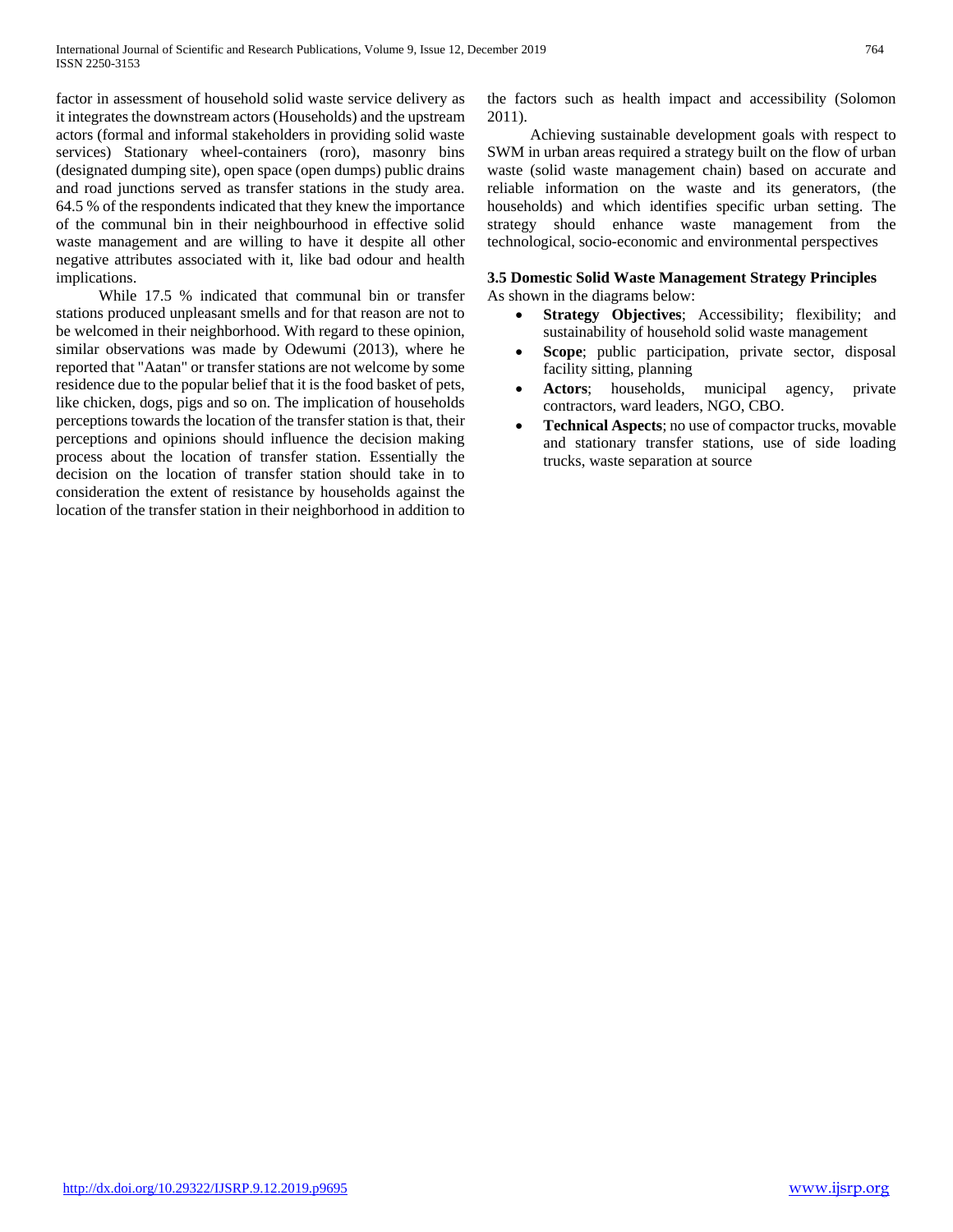factor in assessment of household solid waste service delivery as it integrates the downstream actors (Households) and the upstream actors (formal and informal stakeholders in providing solid waste services) Stationary wheel-containers (roro), masonry bins (designated dumping site), open space (open dumps) public drains and road junctions served as transfer stations in the study area. 64.5 % of the respondents indicated that they knew the importance of the communal bin in their neighbourhood in effective solid waste management and are willing to have it despite all other negative attributes associated with it, like bad odour and health implications.

While 17.5 % indicated that communal bin or transfer stations produced unpleasant smells and for that reason are not to be welcomed in their neighborhood. With regard to these opinion, similar observations was made by Odewumi (2013), where he reported that "Aatan" or transfer stations are not welcome by some residence due to the popular belief that it is the food basket of pets, like chicken, dogs, pigs and so on. The implication of households perceptions towards the location of the transfer station is that, their perceptions and opinions should influence the decision making process about the location of transfer station. Essentially the decision on the location of transfer station should take in to consideration the extent of resistance by households against the location of the transfer station in their neighborhood in addition to the factors such as health impact and accessibility (Solomon 2011).

Achieving sustainable development goals with respect to SWM in urban areas required a strategy built on the flow of urban waste (solid waste management chain) based on accurate and reliable information on the waste and its generators, (the households) and which identifies specific urban setting. The strategy should enhance waste management from the technological, socio-economic and environmental perspectives

### 3.5 Domestic Solid Waste Management Strategy Principles

As shown in the diagrams below:

- **Strategy Objectives**; Accessibility; flexibility; and sustainability of household solid waste management
- **Scope**; public participation, private sector, disposal facility sitting, planning
- **Actors**; households, municipal agency, private contractors, ward leaders, NGO, CBO.
- **Technical Aspects**; no use of compactor trucks, movable and stationary transfer stations, use of side loading trucks, waste separation at source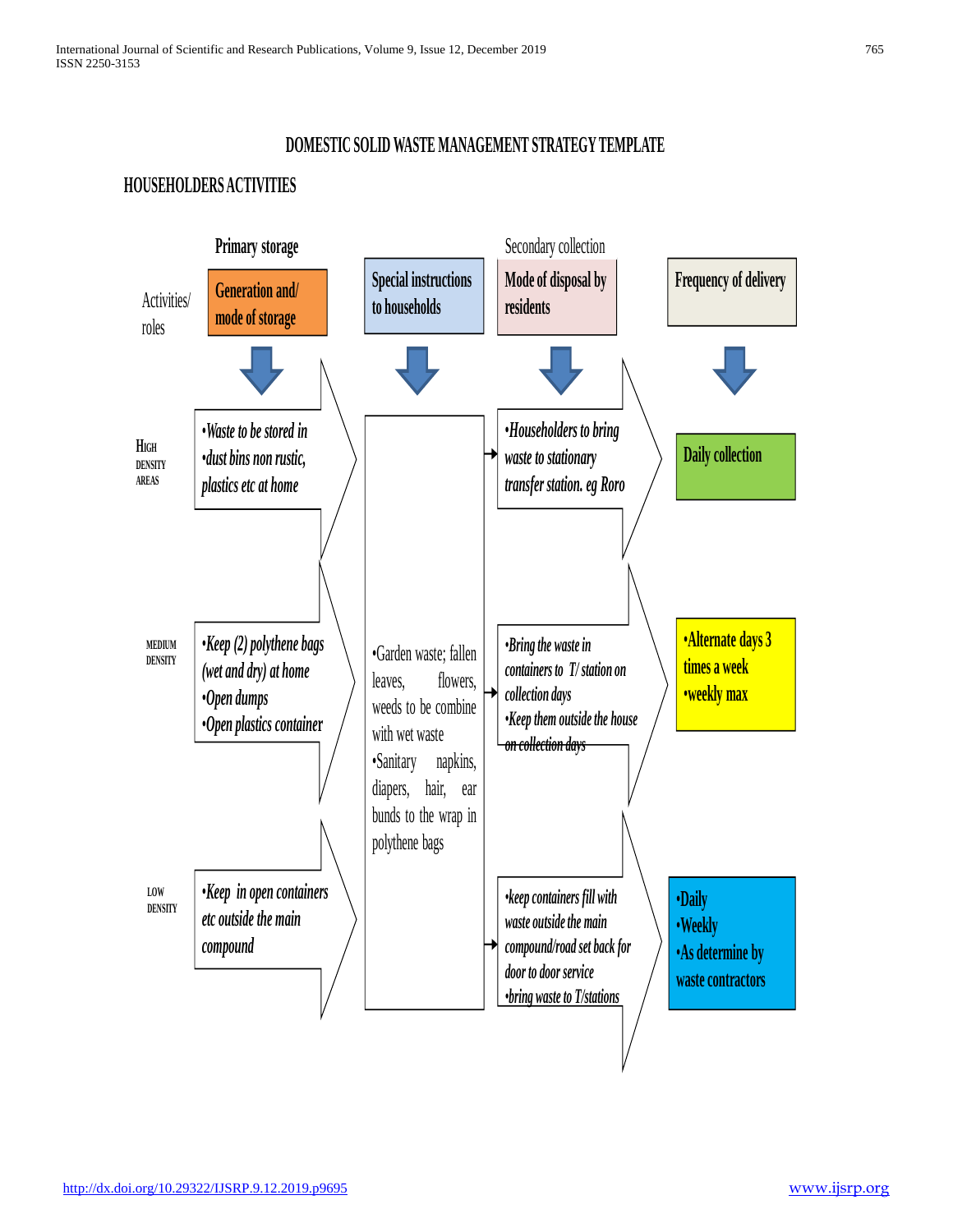## DOMESTIC SOLID WASTE MANAGEMENT STRATEGY TEMPLATE

### HOUSEHOLDERS ACTIVITIES

| Activities/ roles | Primary storage: Generation and/ mode of storage | Special instructions to households | Secondary collection: Mode of disposal by residents | Frequency of delivery |
|---|---|---|---|---|
| HIGH DENSITY AREAS | •Waste to be stored in •dust bins non rustic, plastics etc at home | •Garden waste; fallen leaves, flowers, weeds to be combine with wet waste •Sanitary napkins, diapers, hair, ear bunds to the wrap in polythene bags | •Householders to bring waste to stationary transfer station. eg Roro | Daily collection |
| MEDIUM DENSITY | •Keep (2) polythene bags (wet and dry) at home •Open dumps •Open plastics container | | •Bring the waste in containers to T/ station on collection days •Keep them outside the house on collection days | •Alternate days 3 times a week •weekly max |
| LOW DENSITY | •Keep in open containers etc outside the main compound | | •keep containers fill with waste outside the main compound/road set back for door to door service •bring waste to T/stations | •Daily •Weekly •As determine by waste contractors |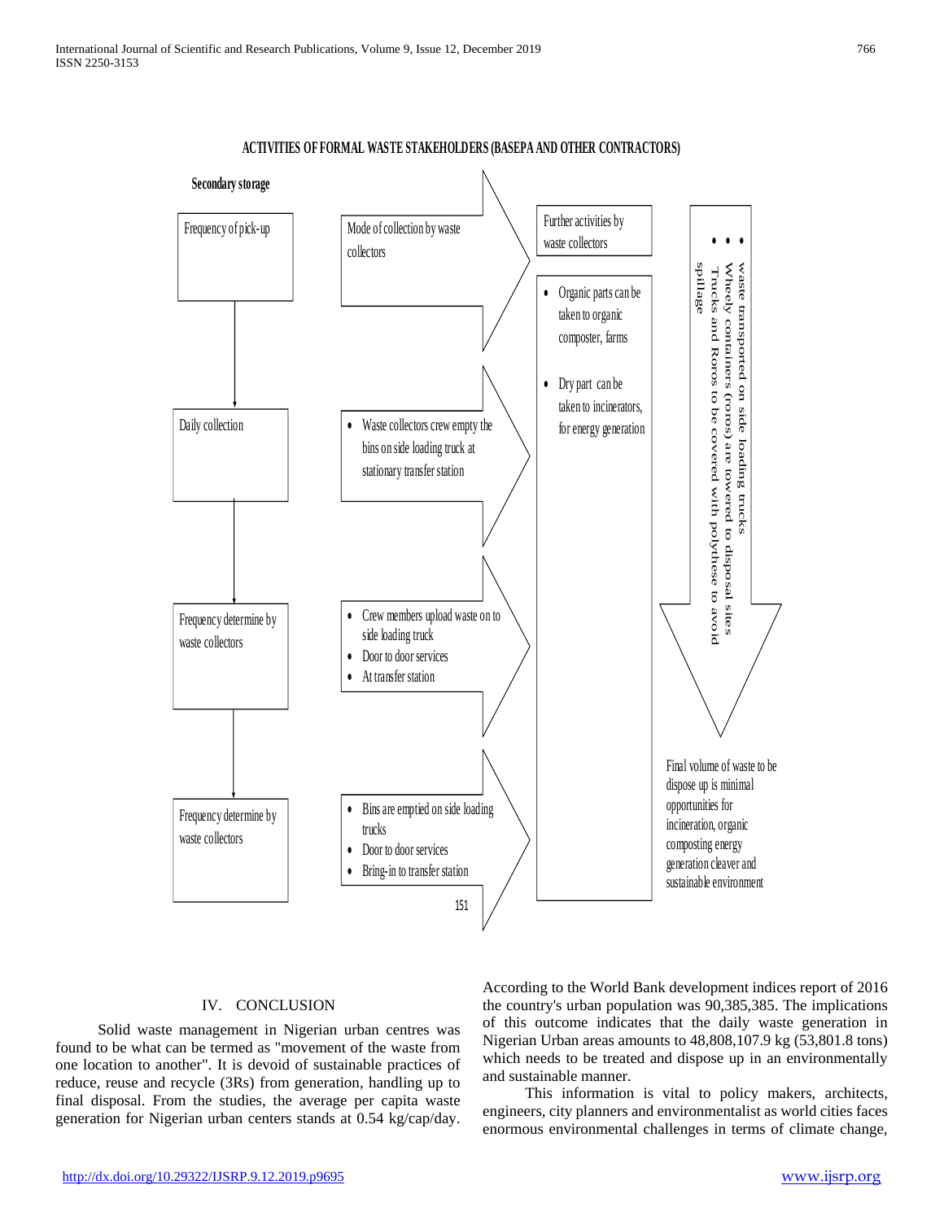**ACTIVITIES OF FORMAL WASTE STAKEHOLDERS (BASEPA AND OTHER CONTRACTORS)**

**Secondary storage**

Frequency of pick-up

Mode of collection by waste collectors

Further activities by waste collectors

- Organic parts can be taken to organic composter, farms
- Dry part can be taken to incinerators, for energy generation

- waste transported on side loading trucks
- Wheely containers (roros) are towered to disposal sites
- Trucks and Roros to be covered with polythese to avoid spillage

Daily collection

- Waste collectors crew empty the bins on side loading truck at stationary transfer station

Frequency determine by waste collectors

- Crew members upload waste on to side loading truck
- Door to door services
- At transfer station

Final volume of waste to be dispose up is minimal opportunities for incineration, organic composting energy generation cleaver and sustainable environment

Frequency determine by waste collectors

- Bins are emptied on side loading trucks
- Door to door services
- Bring-in to transfer station

151

## IV. CONCLUSION

Solid waste management in Nigerian urban centres was found to be what can be termed as "movement of the waste from one location to another". It is devoid of sustainable practices of reduce, reuse and recycle (3Rs) from generation, handling up to final disposal. From the studies, the average per capita waste generation for Nigerian urban centers stands at 0.54 kg/cap/day. According to the World Bank development indices report of 2016 the country's urban population was 90,385,385. The implications of this outcome indicates that the daily waste generation in Nigerian Urban areas amounts to 48,808,107.9 kg (53,801.8 tons) which needs to be treated and dispose up in an environmentally and sustainable manner.

This information is vital to policy makers, architects, engineers, city planners and environmentalist as world cities faces enormous environmental challenges in terms of climate change,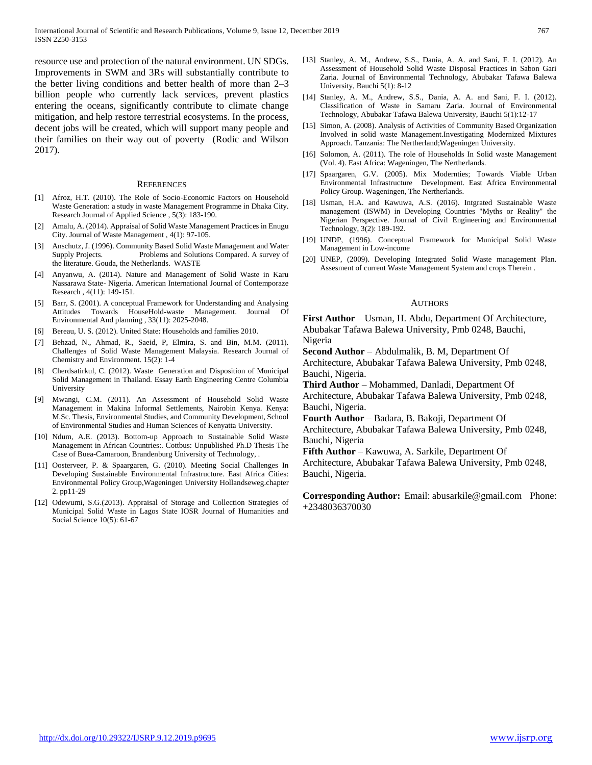resource use and protection of the natural environment. UN SDGs. Improvements in SWM and 3Rs will substantially contribute to the better living conditions and better health of more than 2–3 billion people who currently lack services, prevent plastics entering the oceans, significantly contribute to climate change mitigation, and help restore terrestrial ecosystems. In the process, decent jobs will be created, which will support many people and their families on their way out of poverty (Rodic and Wilson 2017).

## REFERENCES

[1] Afroz, H.T. (2010). The Role of Socio-Economic Factors on Household Waste Generation: a study in waste Management Programme in Dhaka City. Research Journal of Applied Science , 5(3): 183-190.

[2] Amalu, A. (2014). Appraisal of Solid Waste Management Practices in Enugu City. Journal of Waste Management , 4(1): 97-105.

[3] Anschutz, J. (1996). Community Based Solid Waste Management and Water Supply Projects. Problems and Solutions Compared. A survey of the literature. Gouda, the Netherlands. WASTE

[4] Anyanwu, A. (2014). Nature and Management of Solid Waste in Karu Nassarawa State- Nigeria. American International Journal of Contemporaze Research , 4(11): 149-151.

[5] Barr, S. (2001). A conceptual Framework for Understanding and Analysing Attitudes Towards HouseHold-waste Management. Journal Of Environmental And planning , 33(11): 2025-2048.

[6] Bereau, U. S. (2012). United State: Households and families 2010.

[7] Behzad, N., Ahmad, R., Saeid, P, Elmira, S. and Bin, M.M. (2011). Challenges of Solid Waste Management Malaysia. Research Journal of Chemistry and Environment. 15(2): 1-4

[8] Cherdsatirkul, C. (2012). Waste Generation and Disposition of Municipal Solid Management in Thailand. Essay Earth Engineering Centre Columbia University

[9] Mwangi, C.M. (2011). An Assessment of Household Solid Waste Management in Makina Informal Settlements, Nairobin Kenya. Kenya: M.Sc. Thesis, Environmental Studies, and Community Development, School of Environmental Studies and Human Sciences of Kenyatta University.

[10] Ndum, A.E. (2013). Bottom-up Approach to Sustainable Solid Waste Management in African Countries:. Cottbus: Unpublished Ph.D Thesis The Case of Buea-Camaroon, Brandenburg University of Technology, .

[11] Oosterveer, P. & Spaargaren, G. (2010). Meeting Social Challenges In Developing Sustainable Environmental Infrastructure. East Africa Cities: Environmental Policy Group,Wageningen University Hollandseweg.chapter 2. pp11-29

[12] Odewumi, S.G.(2013). Appraisal of Storage and Collection Strategies of Municipal Solid Waste in Lagos State IOSR Journal of Humanities and Social Science 10(5): 61-67

[13] Stanley, A. M., Andrew, S.S., Dania, A. A. and Sani, F. I. (2012). An Assessment of Household Solid Waste Disposal Practices in Sabon Gari Zaria. Journal of Environmental Technology, Abubakar Tafawa Balewa University, Bauchi 5(1): 8-12

[14] Stanley, A. M., Andrew, S.S., Dania, A. A. and Sani, F. I. (2012). Classification of Waste in Samaru Zaria. Journal of Environmental Technology, Abubakar Tafawa Balewa University, Bauchi 5(1):12-17

[15] Simon, A. (2008). Analysis of Activities of Community Based Organization Involved in solid waste Management.Investigating Modernized Mixtures Approach. Tanzania: The Nertherland;Wageningen University.

[16] Solomon, A. (2011). The role of Households In Solid waste Management (Vol. 4). East Africa: Wageningen, The Nertherlands.

[17] Spaargaren, G.V. (2005). Mix Modernties; Towards Viable Urban Environmental Infrastructure Development. East Africa Environmental Policy Group. Wageningen, The Nertherlands.

[18] Usman, H.A. and Kawuwa, A.S. (2016). Intgrated Sustainable Waste management (ISWM) in Developing Countries "Myths or Reality" the Nigerian Perspective. Journal of Civil Engineering and Environmental Technology, 3(2): 189-192.

[19] UNDP, (1996). Conceptual Framework for Municipal Solid Waste Management in Low-income

[20] UNEP, (2009). Developing Integrated Solid Waste management Plan. Assesment of current Waste Management System and crops Therein .

## AUTHORS

**First Author** – Usman, H. Abdu, Department Of Architecture, Abubakar Tafawa Balewa University, Pmb 0248, Bauchi, Nigeria

**Second Author** – Abdulmalik, B. M, Department Of Architecture, Abubakar Tafawa Balewa University, Pmb 0248, Bauchi, Nigeria.

**Third Author** – Mohammed, Danladi, Department Of Architecture, Abubakar Tafawa Balewa University, Pmb 0248, Bauchi, Nigeria.

**Fourth Author** – Badara, B. Bakoji, Department Of Architecture, Abubakar Tafawa Balewa University, Pmb 0248, Bauchi, Nigeria

**Fifth Author** – Kawuwa, A. Sarkile, Department Of Architecture, Abubakar Tafawa Balewa University, Pmb 0248, Bauchi, Nigeria.

**Corresponding Author:** Email: abusarkile@gmail.com Phone: +2348036370030